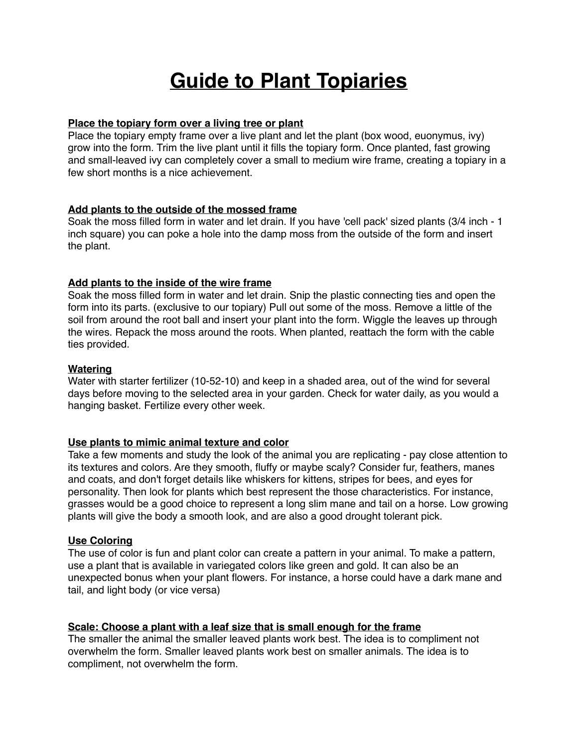# Guide to Plant Topiaries

**Place the topiary form over a living tree or plant**

Place the topiary empty frame over a live plant and let the plant (box wood, euonymus, ivy) grow into the form. Trim the live plant until it fills the topiary form. Once planted, fast growing and small-leaved ivy can completely cover a small to medium wire frame, creating a topiary in a few short months is a nice achievement.

**Add plants to the outside of the mossed frame**

Soak the moss filled form in water and let drain. If you have 'cell pack' sized plants (3/4 inch - 1 inch square) you can poke a hole into the damp moss from the outside of the form and insert the plant.

**Add plants to the inside of the wire frame**

Soak the moss filled form in water and let drain. Snip the plastic connecting ties and open the form into its parts. (exclusive to our topiary) Pull out some of the moss. Remove a little of the soil from around the root ball and insert your plant into the form. Wiggle the leaves up through the wires. Repack the moss around the roots. When planted, reattach the form with the cable ties provided.

**Watering**

Water with starter fertilizer (10-52-10) and keep in a shaded area, out of the wind for several days before moving to the selected area in your garden. Check for water daily, as you would a hanging basket. Fertilize every other week.

**Use plants to mimic animal texture and color**

Take a few moments and study the look of the animal you are replicating - pay close attention to its textures and colors. Are they smooth, fluffy or maybe scaly? Consider fur, feathers, manes and coats, and don't forget details like whiskers for kittens, stripes for bees, and eyes for personality. Then look for plants which best represent the those characteristics. For instance, grasses would be a good choice to represent a long slim mane and tail on a horse. Low growing plants will give the body a smooth look, and are also a good drought tolerant pick.

**Use Coloring**

The use of color is fun and plant color can create a pattern in your animal. To make a pattern, use a plant that is available in variegated colors like green and gold. It can also be an unexpected bonus when your plant flowers. For instance, a horse could have a dark mane and tail, and light body (or vice versa)

**Scale: Choose a plant with a leaf size that is small enough for the frame**

The smaller the animal the smaller leaved plants work best. The idea is to compliment not overwhelm the form. Smaller leaved plants work best on smaller animals. The idea is to compliment, not overwhelm the form.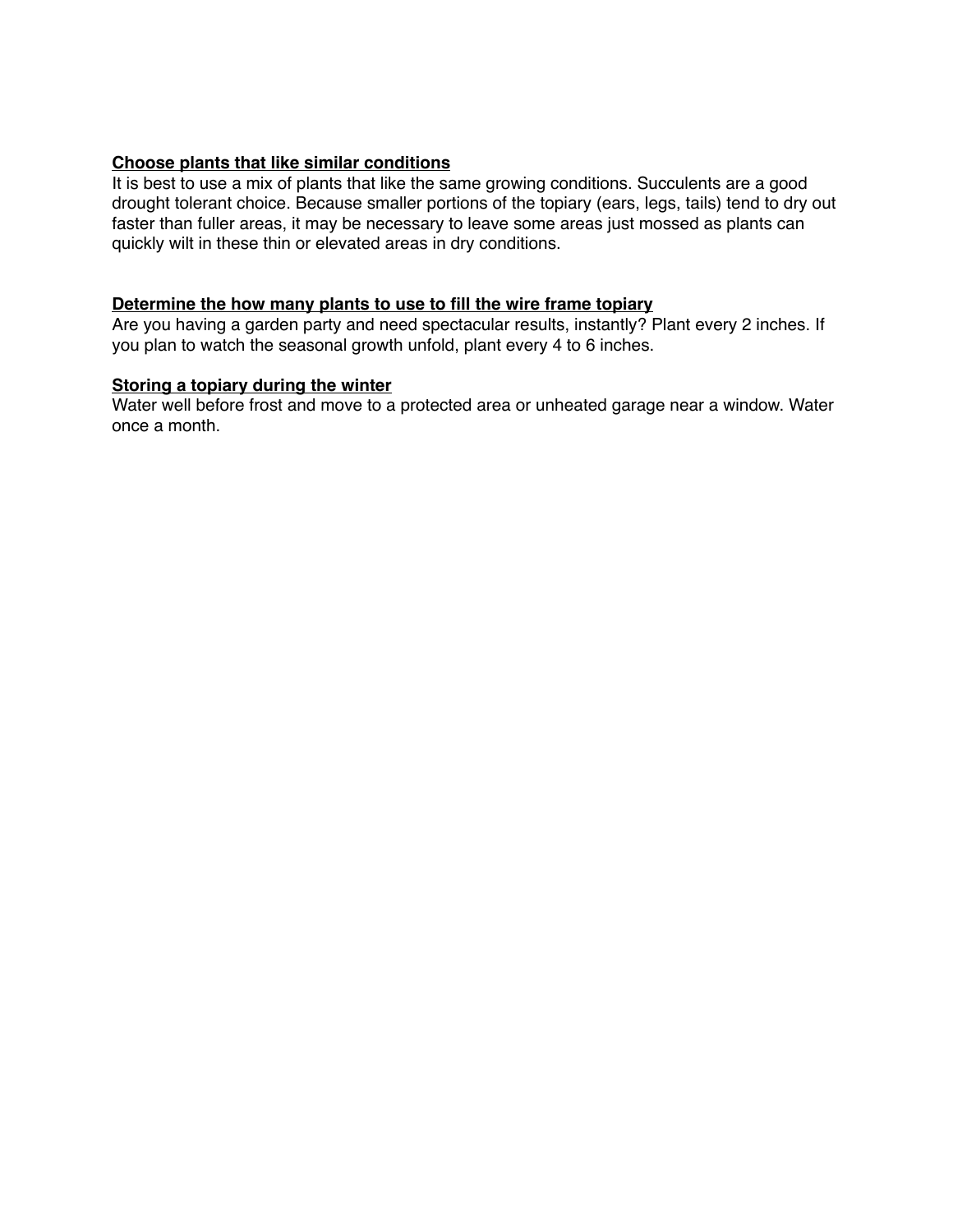**Choose plants that like similar conditions**

It is best to use a mix of plants that like the same growing conditions. Succulents are a good drought tolerant choice. Because smaller portions of the topiary (ears, legs, tails) tend to dry out faster than fuller areas, it may be necessary to leave some areas just mossed as plants can quickly wilt in these thin or elevated areas in dry conditions.

**Determine the how many plants to use to fill the wire frame topiary**

Are you having a garden party and need spectacular results, instantly? Plant every 2 inches. If you plan to watch the seasonal growth unfold, plant every 4 to 6 inches.

**Storing a topiary during the winter**

Water well before frost and move to a protected area or unheated garage near a window. Water once a month.